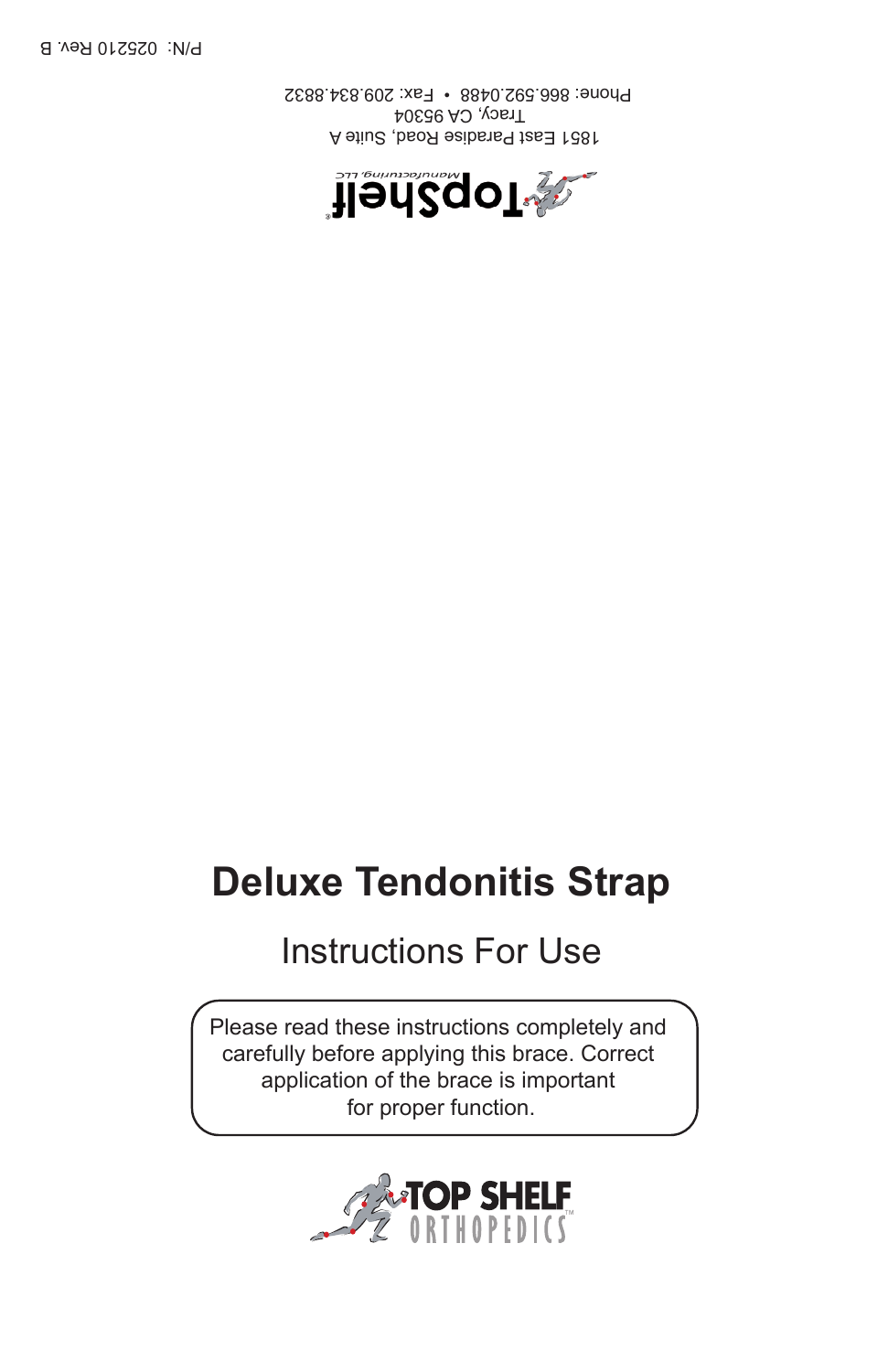P/N: 025210 Rev. B

TopShelf® Manufacturing, LLC

1851 East Paradise Road, Suite A
Tracy, CA 95304
Phone: 866.592.0488 • Fax: 209.834.8832

# Deluxe Tendonitis Strap

## Instructions For Use

Please read these instructions completely and carefully before applying this brace. Correct application of the brace is important for proper function.

TOP SHELF ORTHOPEDICS™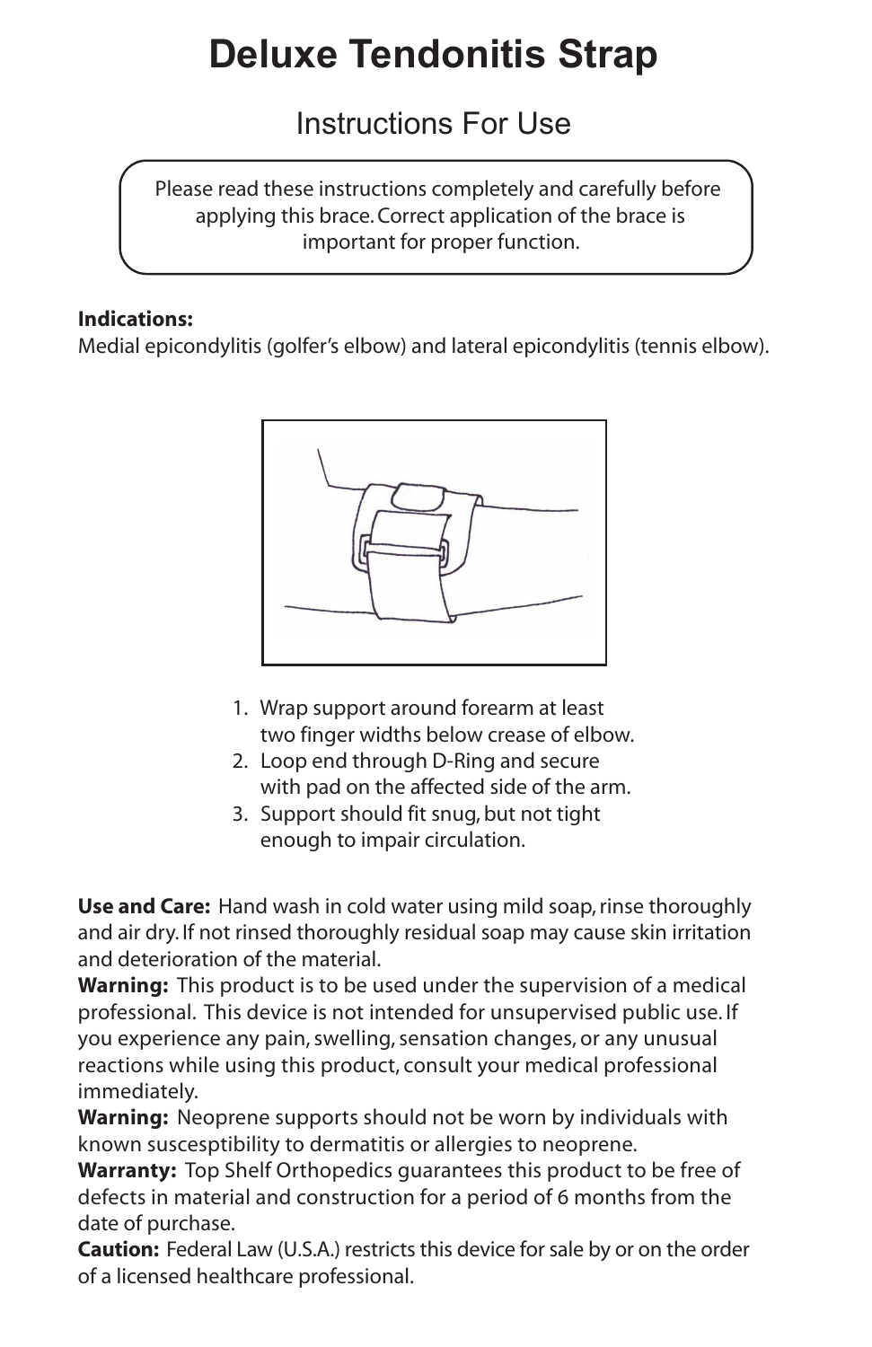# Deluxe Tendonitis Strap

## Instructions For Use

Please read these instructions completely and carefully before applying this brace. Correct application of the brace is important for proper function.

**Indications:**
Medial epicondylitis (golfer's elbow) and lateral epicondylitis (tennis elbow).

1. Wrap support around forearm at least two finger widths below crease of elbow.
2. Loop end through D-Ring and secure with pad on the affected side of the arm.
3. Support should fit snug, but not tight enough to impair circulation.

**Use and Care:** Hand wash in cold water using mild soap, rinse thoroughly and air dry. If not rinsed thoroughly residual soap may cause skin irritation and deterioration of the material.
**Warning:** This product is to be used under the supervision of a medical professional. This device is not intended for unsupervised public use. If you experience any pain, swelling, sensation changes, or any unusual reactions while using this product, consult your medical professional immediately.
**Warning:** Neoprene supports should not be worn by individuals with known suscesptibility to dermatitis or allergies to neoprene.
**Warranty:** Top Shelf Orthopedics guarantees this product to be free of defects in material and construction for a period of 6 months from the date of purchase.
**Caution:** Federal Law (U.S.A.) restricts this device for sale by or on the order of a licensed healthcare professional.